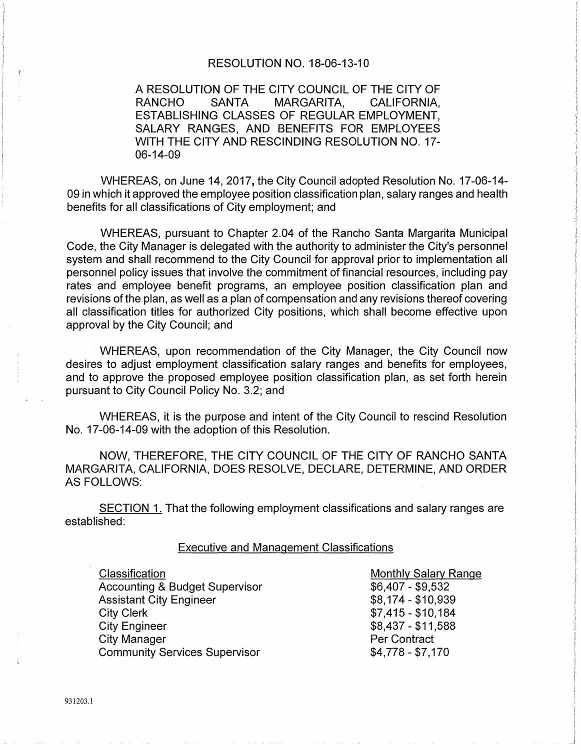# RESOLUTION NO. 18-06-13-10

**A RESOLUTION OF THE CITY COUNCIL OF THE CITY OF RANCHO SANTA MARGARITA, CALIFORNIA, ESTABLISHING CLASSES OF REGULAR EMPLOYMENT, SALARY RANGES, AND BENEFITS FOR EMPLOYEES WITH THE CITY AND RESCINDING RESOLUTION NO. 17-06-14-09**

WHEREAS, on June 14, 2017, the City Council adopted Resolution No. 17-06-14-09 in which it approved the employee position classification plan, salary ranges and health benefits for all classifications of City employment; and

WHEREAS, pursuant to Chapter 2.04 of the Rancho Santa Margarita Municipal Code, the City Manager is delegated with the authority to administer the City's personnel system and shall recommend to the City Council for approval prior to implementation all personnel policy issues that involve the commitment of financial resources, including pay rates and employee benefit programs, an employee position classification plan and revisions of the plan, as well as a plan of compensation and any revisions thereof covering all classification titles for authorized City positions, which shall become effective upon approval by the City Council; and

WHEREAS, upon recommendation of the City Manager, the City Council now desires to adjust employment classification salary ranges and benefits for employees, and to approve the proposed employee position classification plan, as set forth herein pursuant to City Council Policy No. 3.2; and

WHEREAS, it is the purpose and intent of the City Council to rescind Resolution No. 17-06-14-09 with the adoption of this Resolution.

NOW, THEREFORE, THE CITY COUNCIL OF THE CITY OF RANCHO SANTA MARGARITA, CALIFORNIA, DOES RESOLVE, DECLARE, DETERMINE, AND ORDER AS FOLLOWS:

SECTION 1. That the following employment classifications and salary ranges are established:

## Executive and Management Classifications

| Classification | Monthly Salary Range |
|---|---|
| Accounting & Budget Supervisor | $6,407 - $9,532 |
| Assistant City Engineer | $8,174 - $10,939 |
| City Clerk | $7,415 - $10,184 |
| City Engineer | $8,437 - $11,588 |
| City Manager | Per Contract |
| Community Services Supervisor | $4,778 - $7,170 |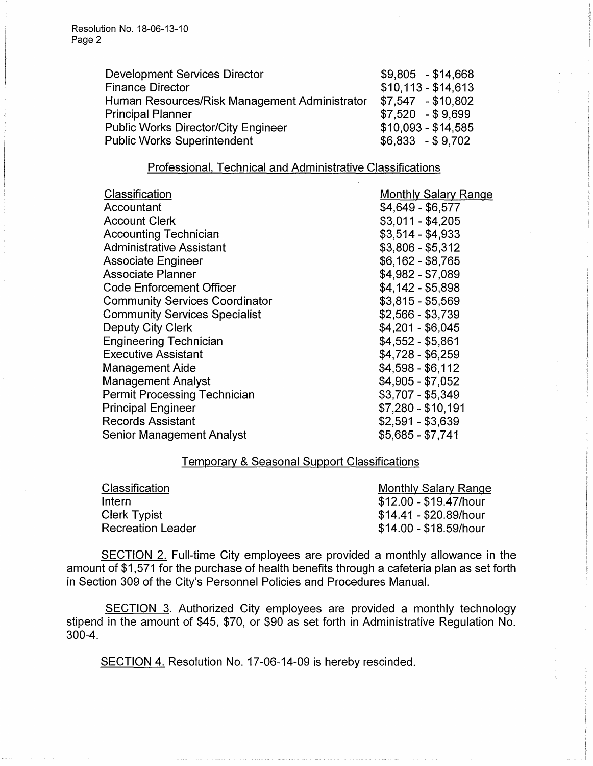| | |
|---|---|
| Development Services Director | $9,805 - $14,668 |
| Finance Director | $10,113 - $14,613 |
| Human Resources/Risk Management Administrator | $7,547 - $10,802 |
| Principal Planner | $7,520 - $ 9,699 |
| Public Works Director/City Engineer | $10,093 - $14,585 |
| Public Works Superintendent | $6,833 - $ 9,702 |

Professional, Technical and Administrative Classifications

| Classification | Monthly Salary Range |
|---|---|
| Accountant | $4,649 - $6,577 |
| Account Clerk | $3,011 - $4,205 |
| Accounting Technician | $3,514 - $4,933 |
| Administrative Assistant | $3,806 - $5,312 |
| Associate Engineer | $6,162 - $8,765 |
| Associate Planner | $4,982 - $7,089 |
| Code Enforcement Officer | $4,142 - $5,898 |
| Community Services Coordinator | $3,815 - $5,569 |
| Community Services Specialist | $2,566 - $3,739 |
| Deputy City Clerk | $4,201 - $6,045 |
| Engineering Technician | $4,552 - $5,861 |
| Executive Assistant | $4,728 - $6,259 |
| Management Aide | $4,598 - $6,112 |
| Management Analyst | $4,905 - $7,052 |
| Permit Processing Technician | $3,707 - $5,349 |
| Principal Engineer | $7,280 - $10,191 |
| Records Assistant | $2,591 - $3,639 |
| Senior Management Analyst | $5,685 - $7,741 |

Temporary & Seasonal Support Classifications

| Classification | Monthly Salary Range |
|---|---|
| Intern | $12.00 - $19.47/hour |
| Clerk Typist | $14.41 - $20.89/hour |
| Recreation Leader | $14.00 - $18.59/hour |

SECTION 2. Full-time City employees are provided a monthly allowance in the amount of $1,571 for the purchase of health benefits through a cafeteria plan as set forth in Section 309 of the City's Personnel Policies and Procedures Manual.

SECTION 3. Authorized City employees are provided a monthly technology stipend in the amount of $45, $70, or $90 as set forth in Administrative Regulation No. 300-4.

SECTION 4. Resolution No. 17-06-14-09 is hereby rescinded.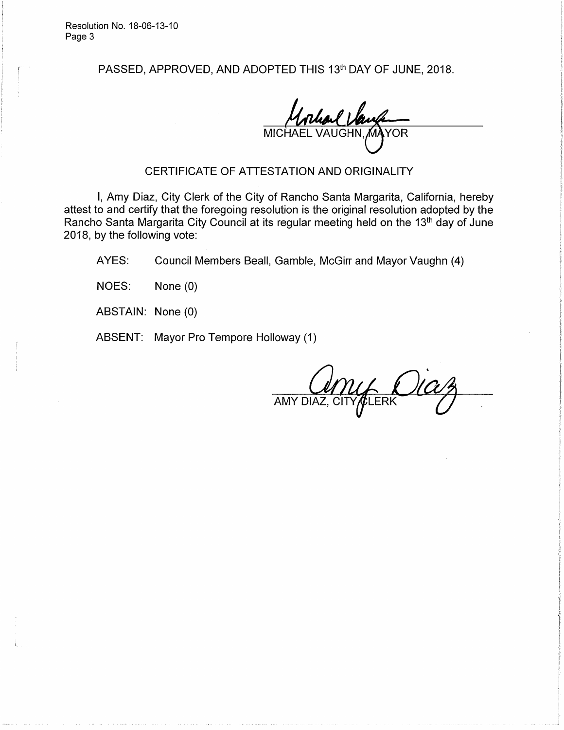PASSED, APPROVED, AND ADOPTED THIS 13th DAY OF JUNE, 2018.

MICHAEL VAUGHN, MAYOR

CERTIFICATE OF ATTESTATION AND ORIGINALITY

I, Amy Diaz, City Clerk of the City of Rancho Santa Margarita, California, hereby attest to and certify that the foregoing resolution is the original resolution adopted by the Rancho Santa Margarita City Council at its regular meeting held on the 13th day of June 2018, by the following vote:

AYES: Council Members Beall, Gamble, McGirr and Mayor Vaughn (4)

NOES: None (0)

ABSTAIN: None (0)

ABSENT: Mayor Pro Tempore Holloway (1)

AMY DIAZ, CITY CLERK